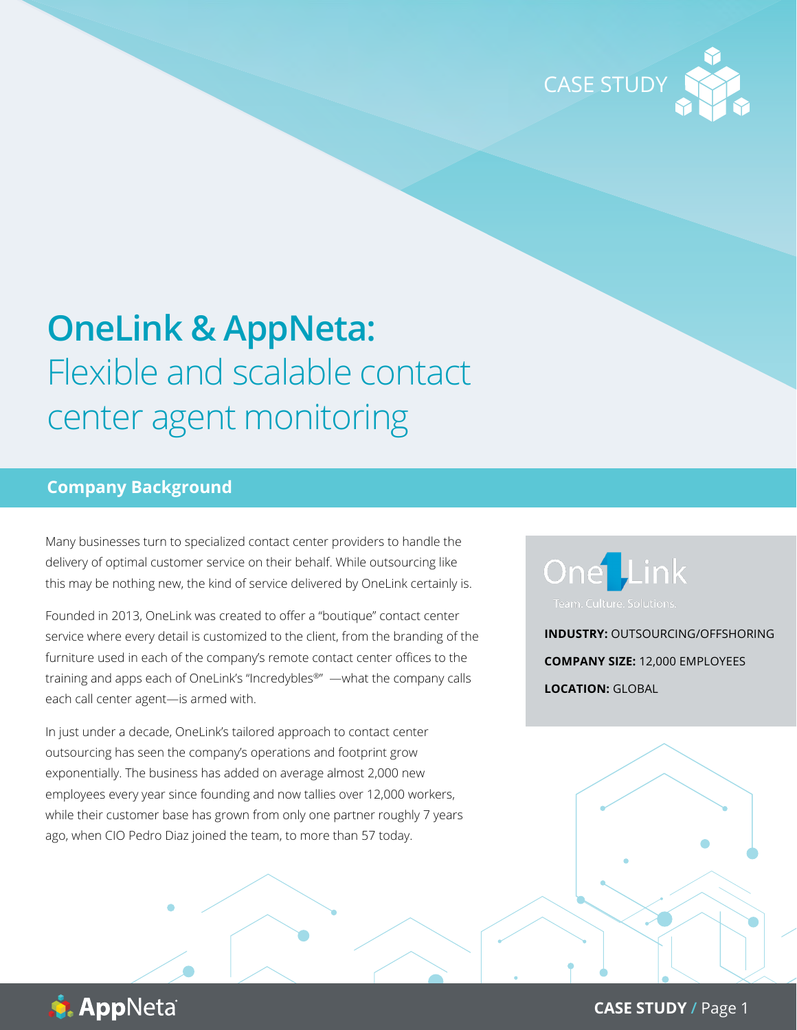CASE STUDY

# OneLink & AppNeta: Flexible and scalable contact center agent monitoring

## Company Background

Many businesses turn to specialized contact center providers to handle the delivery of optimal customer service on their behalf. While outsourcing like this may be nothing new, the kind of service delivered by OneLink certainly is.

Founded in 2013, OneLink was created to offer a "boutique" contact center service where every detail is customized to the client, from the branding of the furniture used in each of the company's remote contact center offices to the training and apps each of OneLink's "Incredybles®" —what the company calls each call center agent—is armed with.

In just under a decade, OneLink's tailored approach to contact center outsourcing has seen the company's operations and footprint grow exponentially. The business has added on average almost 2,000 new employees every year since founding and now tallies over 12,000 workers, while their customer base has grown from only one partner roughly 7 years ago, when CIO Pedro Diaz joined the team, to more than 57 today.

OneLink
Team. Culture. Solutions.

**INDUSTRY:** OUTSOURCING/OFFSHORING

**COMPANY SIZE:** 12,000 EMPLOYEES

**LOCATION:** GLOBAL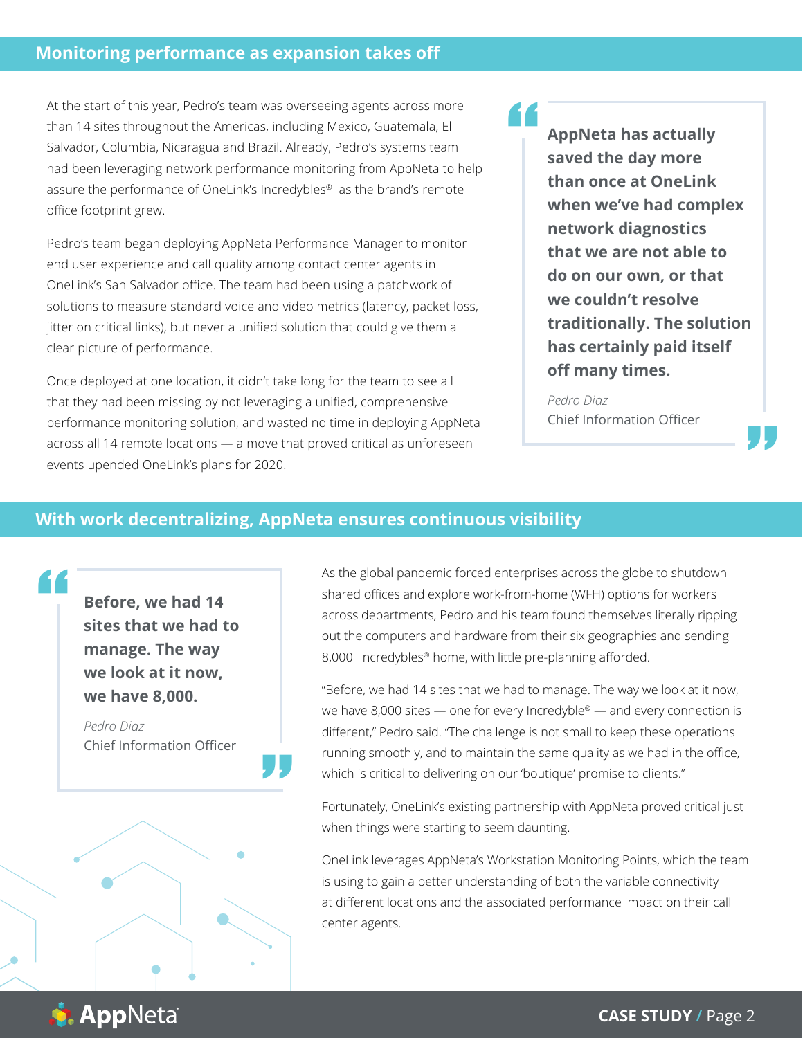## Monitoring performance as expansion takes off

At the start of this year, Pedro's team was overseeing agents across more than 14 sites throughout the Americas, including Mexico, Guatemala, El Salvador, Columbia, Nicaragua and Brazil. Already, Pedro's systems team had been leveraging network performance monitoring from AppNeta to help assure the performance of OneLink's Incredybles® as the brand's remote office footprint grew.

Pedro's team began deploying AppNeta Performance Manager to monitor end user experience and call quality among contact center agents in OneLink's San Salvador office. The team had been using a patchwork of solutions to measure standard voice and video metrics (latency, packet loss, jitter on critical links), but never a unified solution that could give them a clear picture of performance.

Once deployed at one location, it didn't take long for the team to see all that they had been missing by not leveraging a unified, comprehensive performance monitoring solution, and wasted no time in deploying AppNeta across all 14 remote locations — a move that proved critical as unforeseen events upended OneLink's plans for 2020.

> **AppNeta has actually saved the day more than once at OneLink when we've had complex network diagnostics that we are not able to do on our own, or that we couldn't resolve traditionally. The solution has certainly paid itself off many times.**
>
> *Pedro Diaz*
> Chief Information Officer

## With work decentralizing, AppNeta ensures continuous visibility

> **Before, we had 14 sites that we had to manage. The way we look at it now, we have 8,000.**
>
> *Pedro Diaz*
> Chief Information Officer

As the global pandemic forced enterprises across the globe to shutdown shared offices and explore work-from-home (WFH) options for workers across departments, Pedro and his team found themselves literally ripping out the computers and hardware from their six geographies and sending 8,000 Incredybles® home, with little pre-planning afforded.

"Before, we had 14 sites that we had to manage. The way we look at it now, we have 8,000 sites — one for every Incredyble® — and every connection is different," Pedro said. "The challenge is not small to keep these operations running smoothly, and to maintain the same quality as we had in the office, which is critical to delivering on our 'boutique' promise to clients."

Fortunately, OneLink's existing partnership with AppNeta proved critical just when things were starting to seem daunting.

OneLink leverages AppNeta's Workstation Monitoring Points, which the team is using to gain a better understanding of both the variable connectivity at different locations and the associated performance impact on their call center agents.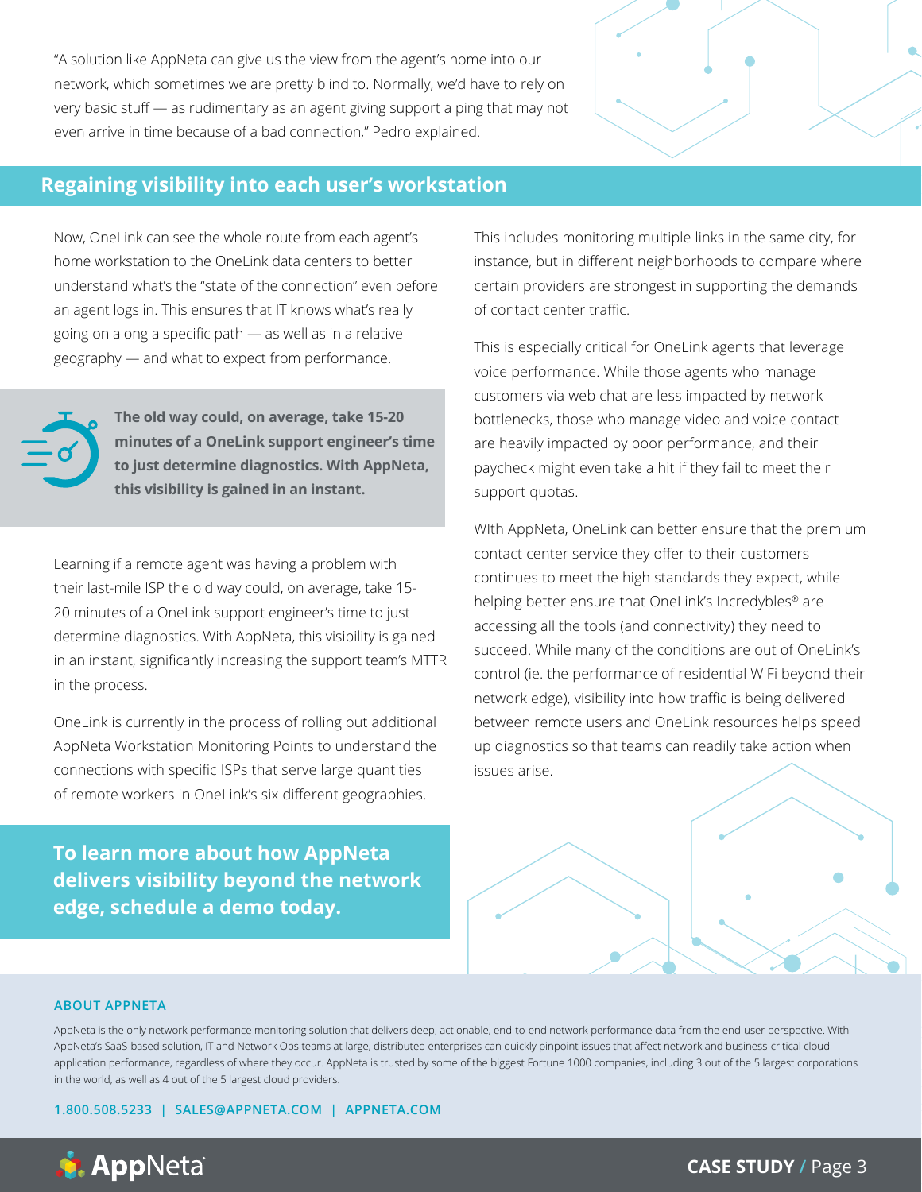"A solution like AppNeta can give us the view from the agent's home into our network, which sometimes we are pretty blind to. Normally, we'd have to rely on very basic stuff — as rudimentary as an agent giving support a ping that may not even arrive in time because of a bad connection," Pedro explained.

## Regaining visibility into each user's workstation

Now, OneLink can see the whole route from each agent's home workstation to the OneLink data centers to better understand what's the "state of the connection" even before an agent logs in. This ensures that IT knows what's really going on along a specific path — as well as in a relative geography — and what to expect from performance.

**The old way could, on average, take 15-20 minutes of a OneLink support engineer's time to just determine diagnostics. With AppNeta, this visibility is gained in an instant.**

Learning if a remote agent was having a problem with their last-mile ISP the old way could, on average, take 15-20 minutes of a OneLink support engineer's time to just determine diagnostics. With AppNeta, this visibility is gained in an instant, significantly increasing the support team's MTTR in the process.

OneLink is currently in the process of rolling out additional AppNeta Workstation Monitoring Points to understand the connections with specific ISPs that serve large quantities of remote workers in OneLink's six different geographies.

This includes monitoring multiple links in the same city, for instance, but in different neighborhoods to compare where certain providers are strongest in supporting the demands of contact center traffic.

This is especially critical for OneLink agents that leverage voice performance. While those agents who manage customers via web chat are less impacted by network bottlenecks, those who manage video and voice contact are heavily impacted by poor performance, and their paycheck might even take a hit if they fail to meet their support quotas.

WIth AppNeta, OneLink can better ensure that the premium contact center service they offer to their customers continues to meet the high standards they expect, while helping better ensure that OneLink's Incredybles® are accessing all the tools (and connectivity) they need to succeed. While many of the conditions are out of OneLink's control (ie. the performance of residential WiFi beyond their network edge), visibility into how traffic is being delivered between remote users and OneLink resources helps speed up diagnostics so that teams can readily take action when issues arise.

**To learn more about how AppNeta delivers visibility beyond the network edge, schedule a demo today.**

### ABOUT APPNETA

AppNeta is the only network performance monitoring solution that delivers deep, actionable, end-to-end network performance data from the end-user perspective. With AppNeta's SaaS-based solution, IT and Network Ops teams at large, distributed enterprises can quickly pinpoint issues that affect network and business-critical cloud application performance, regardless of where they occur. AppNeta is trusted by some of the biggest Fortune 1000 companies, including 3 out of the 5 largest corporations in the world, as well as 4 out of the 5 largest cloud providers.

1.800.508.5233 | SALES@APPNETA.COM | APPNETA.COM

AppNeta

CASE STUDY / Page 3